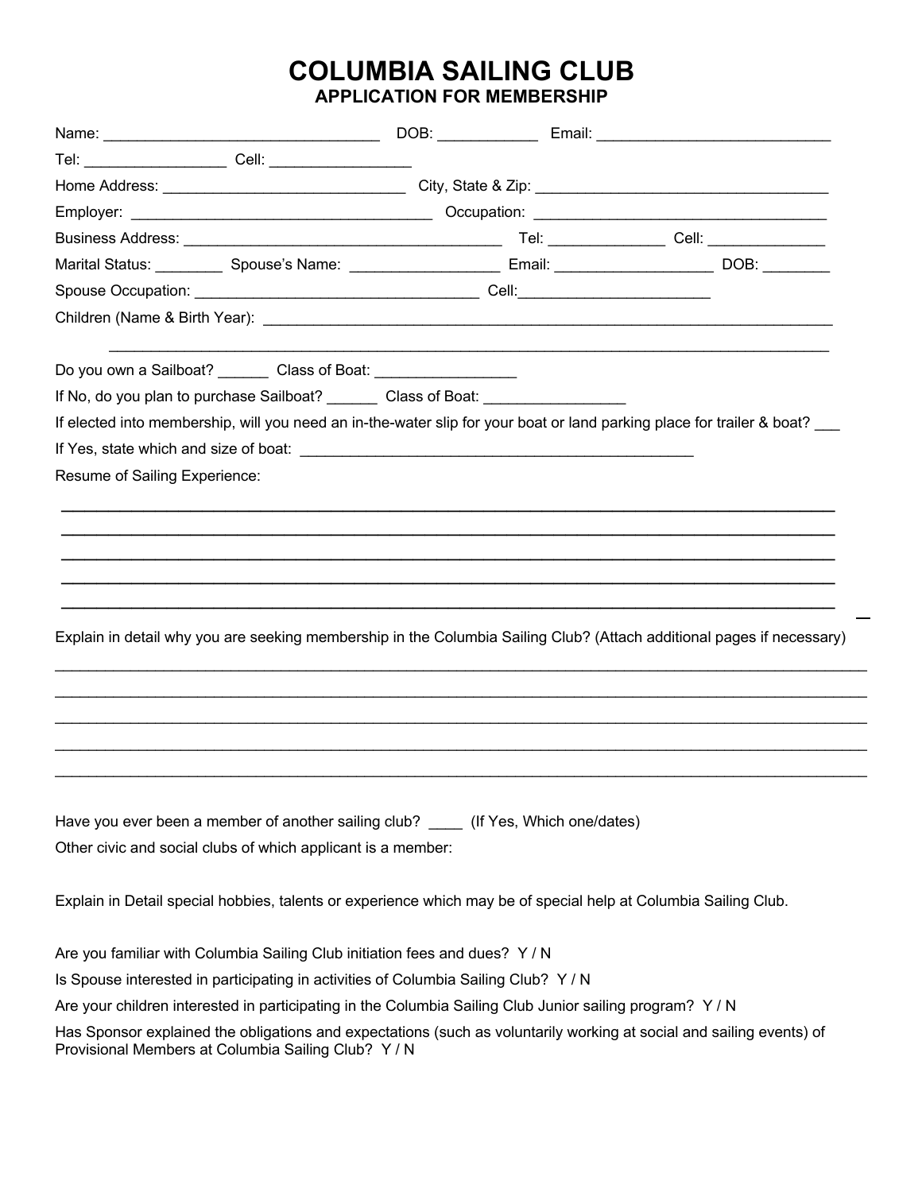# COLUMBIA SAILING CLUB

## APPLICATION FOR MEMBERSHIP

Name: _________________________________ DOB: ____________ Email: ___________________________

Tel: _________________ Cell: _________________

Home Address: _____________________________ City, State & Zip: ___________________________________

Employer: ____________________________________ Occupation: ___________________________________

Business Address: _______________________________________ Tel: ______________ Cell: ______________

Marital Status: ________ Spouse's Name: __________________ Email: ___________________ DOB: ________

Spouse Occupation: __________________________________ Cell:_______________________

Children (Name & Birth Year): _________________________________________________________________________

_____________________________________________________________________________________________

Do you own a Sailboat? ______ Class of Boat: _________________

If No, do you plan to purchase Sailboat? ______ Class of Boat: _________________

If elected into membership, will you need an in-the-water slip for your boat or land parking place for trailer & boat? ___

If Yes, state which and size of boat: ________________________________________________

Resume of Sailing Experience:

_____________________________________________________________________________________________

_____________________________________________________________________________________________

_____________________________________________________________________________________________

_____________________________________________________________________________________________

_____________________________________________________________________________________________

Explain in detail why you are seeking membership in the Columbia Sailing Club? (Attach additional pages if necessary)

_____________________________________________________________________________________________

_____________________________________________________________________________________________

_____________________________________________________________________________________________

_____________________________________________________________________________________________

_____________________________________________________________________________________________

Have you ever been a member of another sailing club? ____ (If Yes, Which one/dates)

Other civic and social clubs of which applicant is a member:

Explain in Detail special hobbies, talents or experience which may be of special help at Columbia Sailing Club.

Are you familiar with Columbia Sailing Club initiation fees and dues? Y / N

Is Spouse interested in participating in activities of Columbia Sailing Club? Y / N

Are your children interested in participating in the Columbia Sailing Club Junior sailing program? Y / N

Has Sponsor explained the obligations and expectations (such as voluntarily working at social and sailing events) of Provisional Members at Columbia Sailing Club? Y / N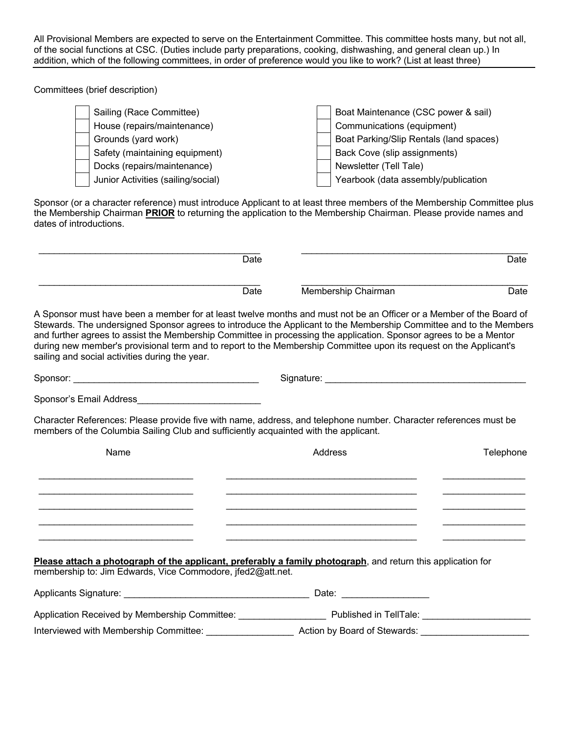All Provisional Members are expected to serve on the Entertainment Committee. This committee hosts many, but not all, of the social functions at CSC. (Duties include party preparations, cooking, dishwashing, and general clean up.) In addition, which of the following committees, in order of preference would you like to work? (List at least three)

Committees (brief description)

| | | | |
|---|---|---|---|
| ☐ | Sailing (Race Committee) | ☐ | Boat Maintenance (CSC power & sail) |
| ☐ | House (repairs/maintenance) | ☐ | Communications (equipment) |
| ☐ | Grounds (yard work) | ☐ | Boat Parking/Slip Rentals (land spaces) |
| ☐ | Safety (maintaining equipment) | ☐ | Back Cove (slip assignments) |
| ☐ | Docks (repairs/maintenance) | ☐ | Newsletter (Tell Tale) |
| ☐ | Junior Activities (sailing/social) | ☐ | Yearbook (data assembly/publication |

Sponsor (or a character reference) must introduce Applicant to at least three members of the Membership Committee plus the Membership Chairman **PRIOR** to returning the application to the Membership Chairman. Please provide names and dates of introductions.

_______________________________________ Date  _______________________________________ Date

_______________________________________ Date  _______________________________________ Membership Chairman Date

A Sponsor must have been a member for at least twelve months and must not be an Officer or a Member of the Board of Stewards. The undersigned Sponsor agrees to introduce the Applicant to the Membership Committee and to the Members and further agrees to assist the Membership Committee in processing the application. Sponsor agrees to be a Mentor during new member's provisional term and to report to the Membership Committee upon its request on the Applicant's sailing and social activities during the year.

Sponsor: ________________________________ Signature: ____________________________________

Sponsor's Email Address______________________

Character References: Please provide five with name, address, and telephone number. Character references must be members of the Columbia Sailing Club and sufficiently acquainted with the applicant.

| Name | Address | Telephone |
|---|---|---|
| | | |
| | | |
| | | |
| | | |
| | | |

**Please attach a photograph of the applicant, preferably a family photograph**, and return this application for membership to: Jim Edwards, Vice Commodore, jfed2@att.net.

Applicants Signature: ________________________________ Date: _______________

Application Received by Membership Committee: _______________ Published in TellTale: ___________________

Interviewed with Membership Committee: _______________ Action by Board of Stewards: ___________________